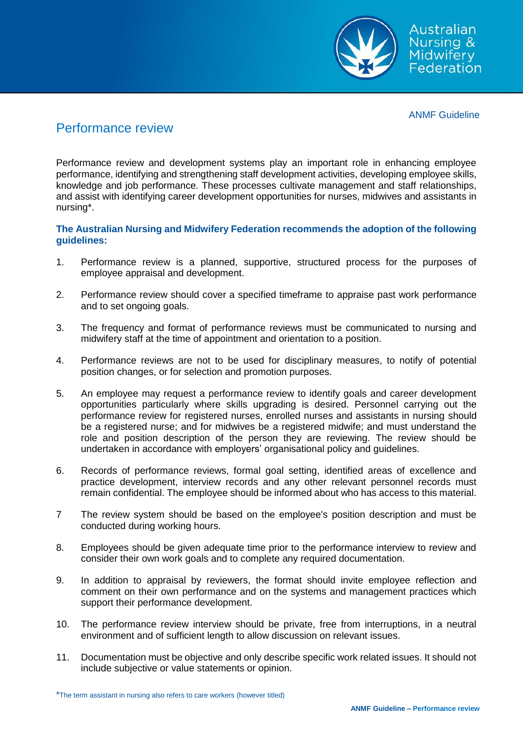ANMF Guideline

# Performance review

Performance review and development systems play an important role in enhancing employee performance, identifying and strengthening staff development activities, developing employee skills, knowledge and job performance. These processes cultivate management and staff relationships, and assist with identifying career development opportunities for nurses, midwives and assistants in nursing*.

**The Australian Nursing and Midwifery Federation recommends the adoption of the following guidelines:**

1. Performance review is a planned, supportive, structured process for the purposes of employee appraisal and development.

2. Performance review should cover a specified timeframe to appraise past work performance and to set ongoing goals.

3. The frequency and format of performance reviews must be communicated to nursing and midwifery staff at the time of appointment and orientation to a position.

4. Performance reviews are not to be used for disciplinary measures, to notify of potential position changes, or for selection and promotion purposes.

5. An employee may request a performance review to identify goals and career development opportunities particularly where skills upgrading is desired. Personnel carrying out the performance review for registered nurses, enrolled nurses and assistants in nursing should be a registered nurse; and for midwives be a registered midwife; and must understand the role and position description of the person they are reviewing. The review should be undertaken in accordance with employers' organisational policy and guidelines.

6. Records of performance reviews, formal goal setting, identified areas of excellence and practice development, interview records and any other relevant personnel records must remain confidential. The employee should be informed about who has access to this material.

7. The review system should be based on the employee's position description and must be conducted during working hours.

8. Employees should be given adequate time prior to the performance interview to review and consider their own work goals and to complete any required documentation.

9. In addition to appraisal by reviewers, the format should invite employee reflection and comment on their own performance and on the systems and management practices which support their performance development.

10. The performance review interview should be private, free from interruptions, in a neutral environment and of sufficient length to allow discussion on relevant issues.

11. Documentation must be objective and only describe specific work related issues. It should not include subjective or value statements or opinion.

*The term assistant in nursing also refers to care workers (however titled)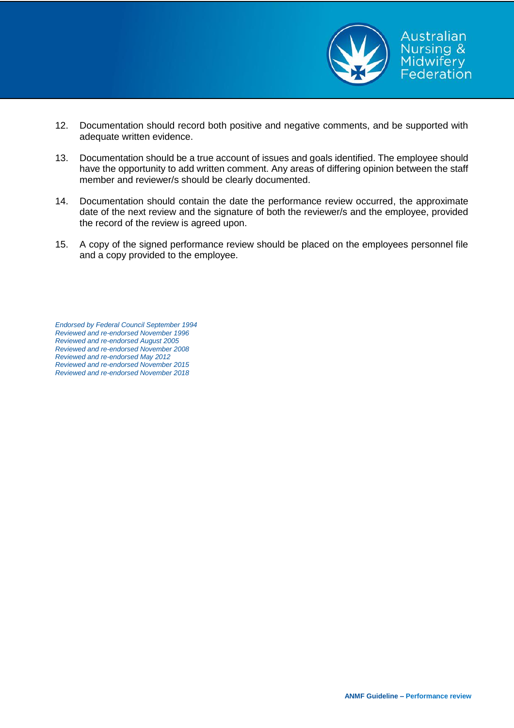12. Documentation should record both positive and negative comments, and be supported with adequate written evidence.

13. Documentation should be a true account of issues and goals identified. The employee should have the opportunity to add written comment. Any areas of differing opinion between the staff member and reviewer/s should be clearly documented.

14. Documentation should contain the date the performance review occurred, the approximate date of the next review and the signature of both the reviewer/s and the employee, provided the record of the review is agreed upon.

15. A copy of the signed performance review should be placed on the employees personnel file and a copy provided to the employee.

*Endorsed by Federal Council September 1994*
*Reviewed and re-endorsed November 1996*
*Reviewed and re-endorsed August 2005*
*Reviewed and re-endorsed November 2008*
*Reviewed and re-endorsed May 2012*
*Reviewed and re-endorsed November 2015*
*Reviewed and re-endorsed November 2018*